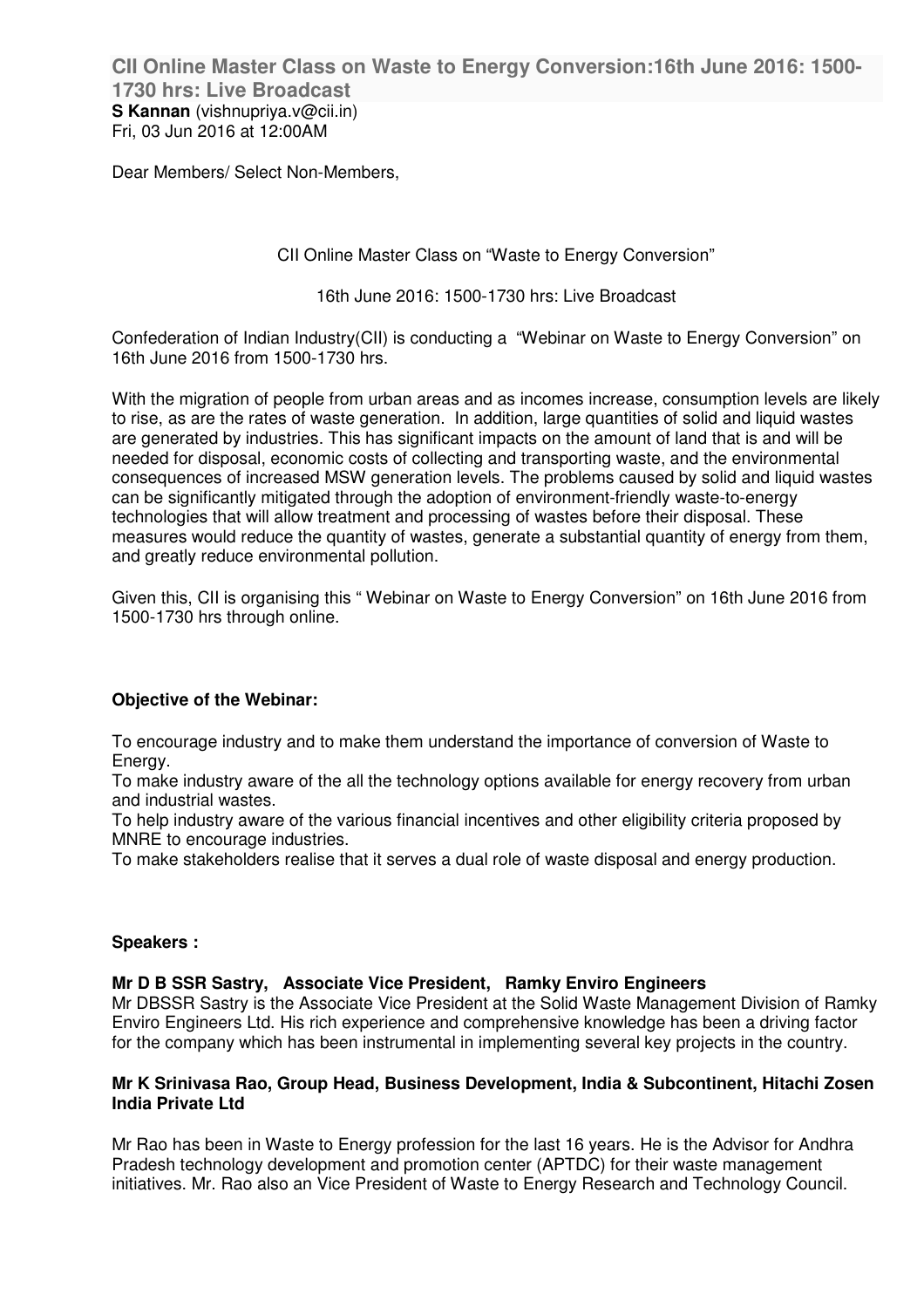# CII Online Master Class on Waste to Energy Conversion:16th June 2016: 1500-1730 hrs: Live Broadcast

**S Kannan** (vishnupriya.v@cii.in)
Fri, 03 Jun 2016 at 12:00AM

Dear Members/ Select Non-Members,

CII Online Master Class on "Waste to Energy Conversion"

16th June 2016: 1500-1730 hrs: Live Broadcast

Confederation of Indian Industry(CII) is conducting a "Webinar on Waste to Energy Conversion" on 16th June 2016 from 1500-1730 hrs.

With the migration of people from urban areas and as incomes increase, consumption levels are likely to rise, as are the rates of waste generation. In addition, large quantities of solid and liquid wastes are generated by industries. This has significant impacts on the amount of land that is and will be needed for disposal, economic costs of collecting and transporting waste, and the environmental consequences of increased MSW generation levels. The problems caused by solid and liquid wastes can be significantly mitigated through the adoption of environment-friendly waste-to-energy technologies that will allow treatment and processing of wastes before their disposal. These measures would reduce the quantity of wastes, generate a substantial quantity of energy from them, and greatly reduce environmental pollution.

Given this, CII is organising this " Webinar on Waste to Energy Conversion" on 16th June 2016 from 1500-1730 hrs through online.

**Objective of the Webinar:**

To encourage industry and to make them understand the importance of conversion of Waste to Energy.
To make industry aware of the all the technology options available for energy recovery from urban and industrial wastes.
To help industry aware of the various financial incentives and other eligibility criteria proposed by MNRE to encourage industries.
To make stakeholders realise that it serves a dual role of waste disposal and energy production.

**Speakers :**

**Mr D B SSR Sastry, Associate Vice President, Ramky Enviro Engineers**
Mr DBSSR Sastry is the Associate Vice President at the Solid Waste Management Division of Ramky Enviro Engineers Ltd. His rich experience and comprehensive knowledge has been a driving factor for the company which has been instrumental in implementing several key projects in the country.

**Mr K Srinivasa Rao, Group Head, Business Development, India & Subcontinent, Hitachi Zosen India Private Ltd**

Mr Rao has been in Waste to Energy profession for the last 16 years. He is the Advisor for Andhra Pradesh technology development and promotion center (APTDC) for their waste management initiatives. Mr. Rao also an Vice President of Waste to Energy Research and Technology Council.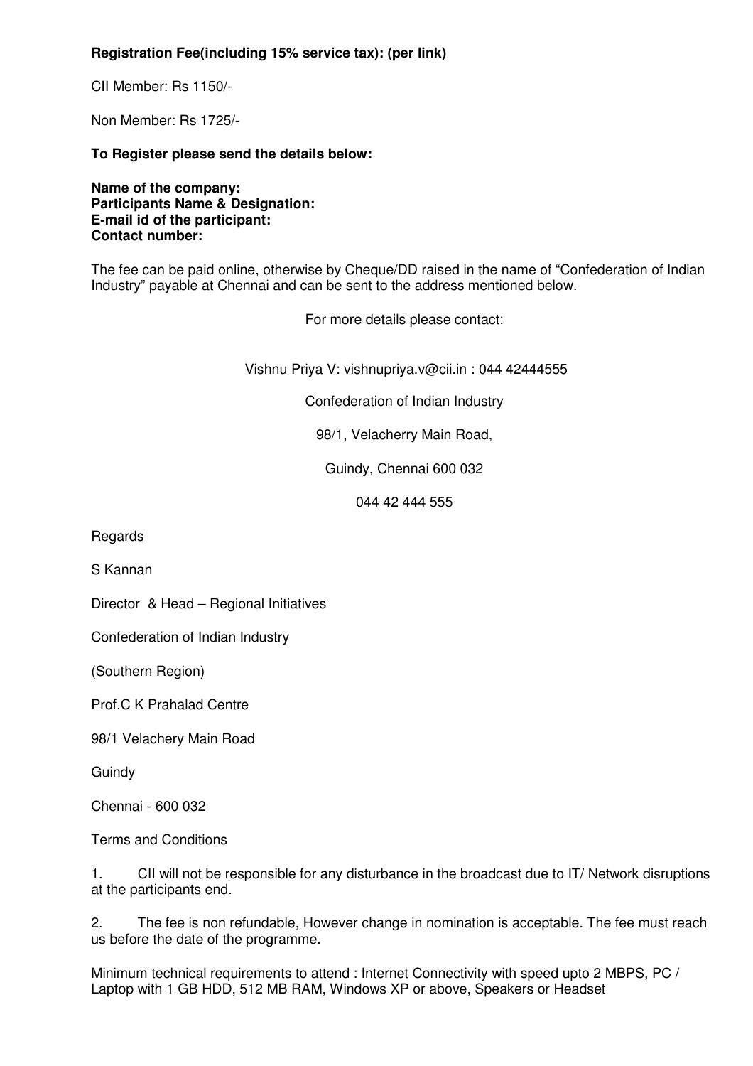**Registration Fee(including 15% service tax): (per link)**

CII Member: Rs 1150/-

Non Member: Rs 1725/-

**To Register please send the details below:**

**Name of the company:**
**Participants Name & Designation:**
**E-mail id of the participant:**
**Contact number:**

The fee can be paid online, otherwise by Cheque/DD raised in the name of "Confederation of Indian Industry" payable at Chennai and can be sent to the address mentioned below.

For more details please contact:

Vishnu Priya V: vishnupriya.v@cii.in : 044 42444555

Confederation of Indian Industry

98/1, Velacherry Main Road,

Guindy, Chennai 600 032

044 42 444 555

Regards

S Kannan

Director & Head – Regional Initiatives

Confederation of Indian Industry

(Southern Region)

Prof.C K Prahalad Centre

98/1 Velachery Main Road

Guindy

Chennai - 600 032

Terms and Conditions

1. CII will not be responsible for any disturbance in the broadcast due to IT/ Network disruptions at the participants end.

2. The fee is non refundable, However change in nomination is acceptable. The fee must reach us before the date of the programme.

Minimum technical requirements to attend : Internet Connectivity with speed upto 2 MBPS, PC / Laptop with 1 GB HDD, 512 MB RAM, Windows XP or above, Speakers or Headset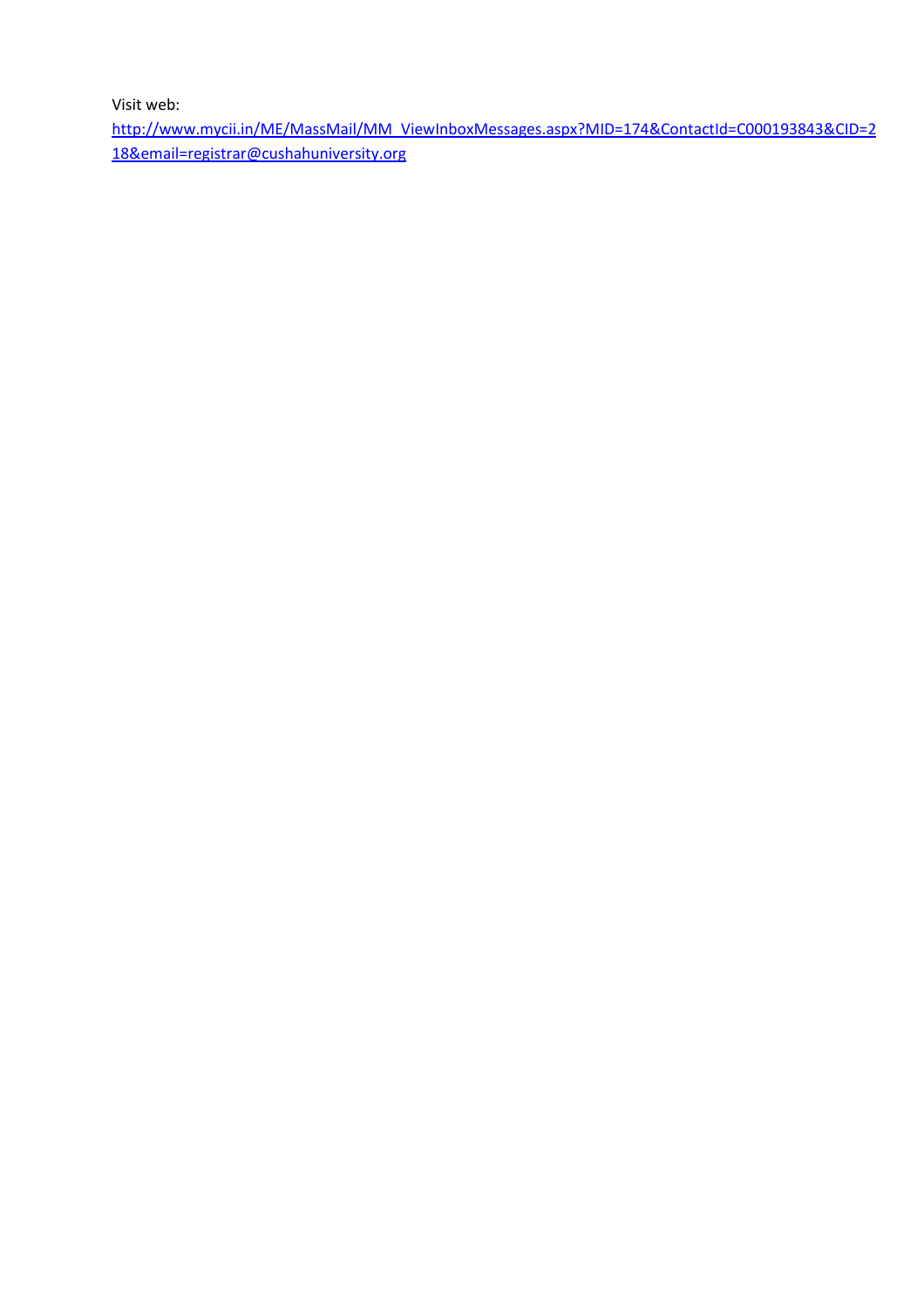Visit web:

http://www.mycii.in/ME/MassMail/MM_ViewInboxMessages.aspx?MID=174&ContactId=C000193843&CID=218&email=registrar@cushahuniversity.org